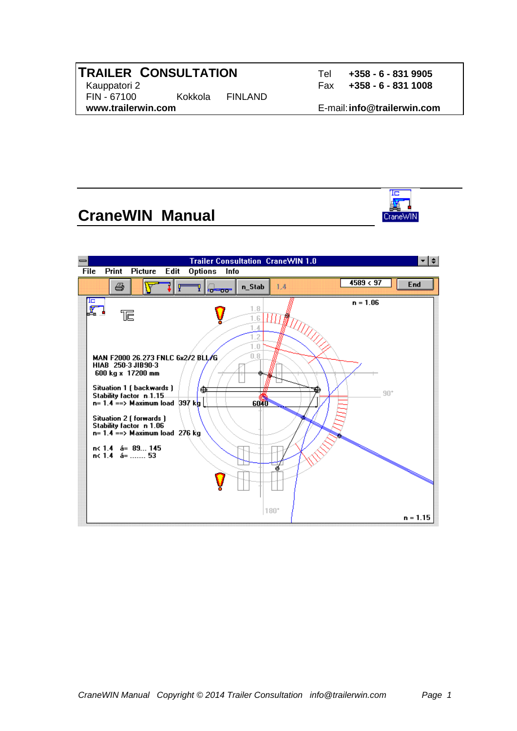**TRAILER CONSULTATION**
Kauppatori 2
FIN - 67100 Kokkola FINLAND
**www.trailerwin.com**

Tel **+358 - 6 - 831 9905**
Fax **+358 - 6 - 831 1008**
E-mail: **info@trailerwin.com**

# CraneWIN Manual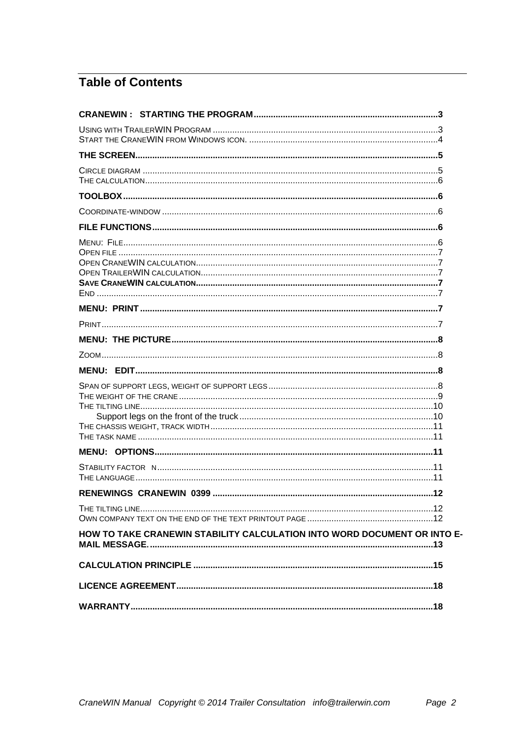# Table of Contents

**CRANEWIN : STARTING THE PROGRAM** ..... 3

Using with TrailerWIN Program ..... 3
Start the CraneWIN from Windows icon. ..... 4

**THE SCREEN** ..... 5

Circle diagram ..... 5
The calculation ..... 6

**TOOLBOX** ..... 6

Coordinate-window ..... 6

**FILE FUNCTIONS** ..... 6

Menu: File ..... 6
Open file ..... 7
Open CraneWIN calculation ..... 7
Open TrailerWIN calculation ..... 7
**Save CraneWIN calculation** ..... 7
End ..... 7

**MENU: PRINT** ..... 7

Print ..... 7

**MENU: THE PICTURE** ..... 8

Zoom ..... 8

**MENU: EDIT** ..... 8

Span of support legs, weight of support legs ..... 8
The weight of the crane ..... 9
The tilting line ..... 10
    Support legs on the front of the truck ..... 10
The chassis weight, track width ..... 11
The task name ..... 11

**MENU: OPTIONS** ..... 11

Stability factor N ..... 11
The language ..... 11

**RENEWINGS CRANEWIN 0399** ..... 12

The tilting line ..... 12
Own company text on the end of the text printout page ..... 12

**HOW TO TAKE CRANEWIN STABILITY CALCULATION INTO WORD DOCUMENT OR INTO E-MAIL MESSAGE.** ..... 13

**CALCULATION PRINCIPLE** ..... 15

**LICENCE AGREEMENT** ..... 18

**WARRANTY** ..... 18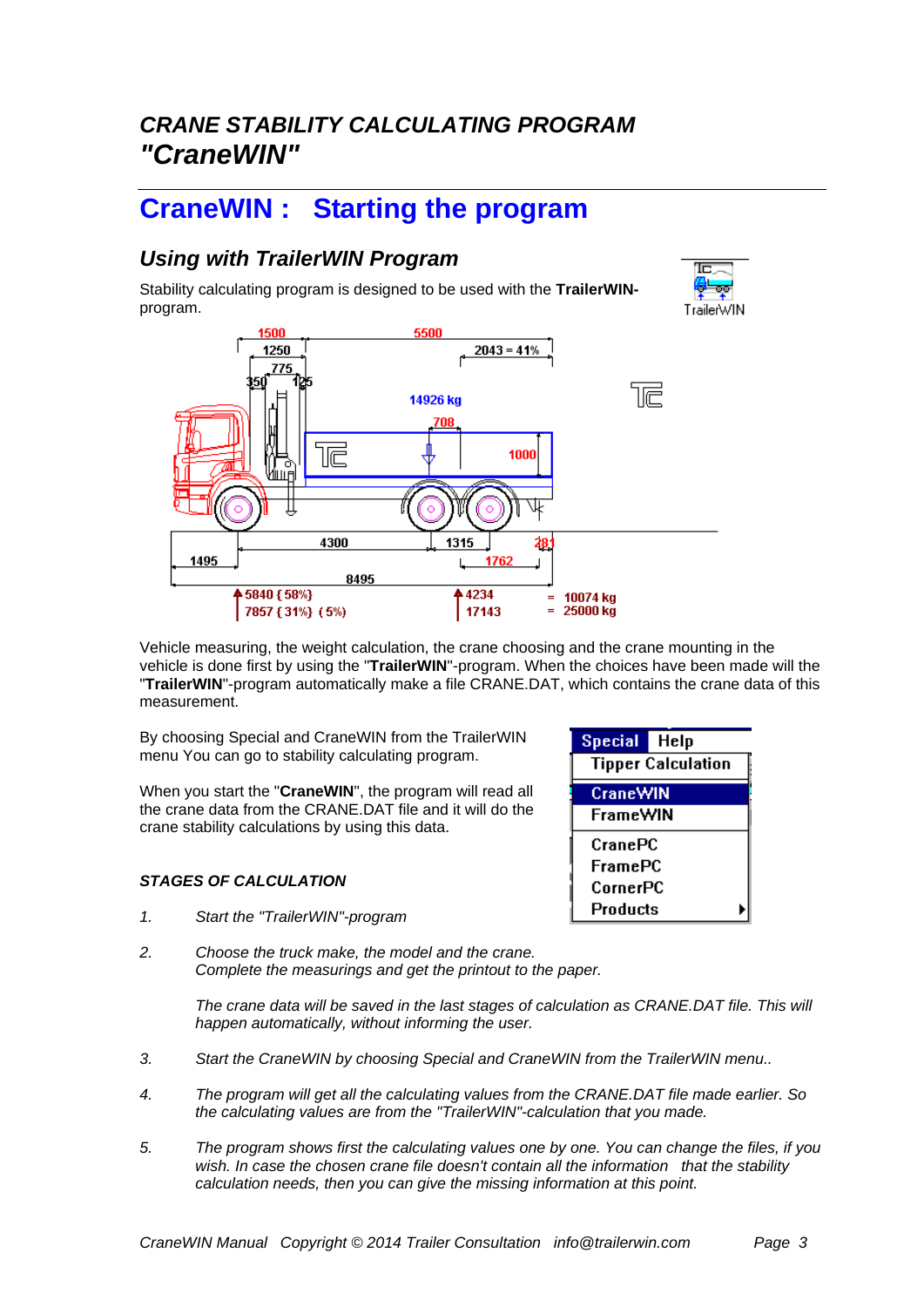# CRANE STABILITY CALCULATING PROGRAM "CraneWIN"

## CraneWIN : Starting the program

### Using with TrailerWIN Program

Stability calculating program is designed to be used with the **TrailerWIN**-program.

Vehicle measuring, the weight calculation, the crane choosing and the crane mounting in the vehicle is done first by using the "**TrailerWIN**"-program. When the choices have been made will the "**TrailerWIN**"-program automatically make a file CRANE.DAT, which contains the crane data of this measurement.

By choosing Special and CraneWIN from the TrailerWIN menu You can go to stability calculating program.

When you start the "**CraneWIN**", the program will read all the crane data from the CRANE.DAT file and it will do the crane stability calculations by using this data.

***STAGES OF CALCULATION***

1. *Start the "TrailerWIN"-program*

2. *Choose the truck make, the model and the crane.*
   *Complete the measurings and get the printout to the paper.*

   *The crane data will be saved in the last stages of calculation as CRANE.DAT file. This will happen automatically, without informing the user.*

3. *Start the CraneWIN by choosing Special and CraneWIN from the TrailerWIN menu..*

4. *The program will get all the calculating values from the CRANE.DAT file made earlier. So the calculating values are from the "TrailerWIN"-calculation that you made.*

5. *The program shows first the calculating values one by one. You can change the files, if you wish. In case the chosen crane file doesn't contain all the information that the stability calculation needs, then you can give the missing information at this point.*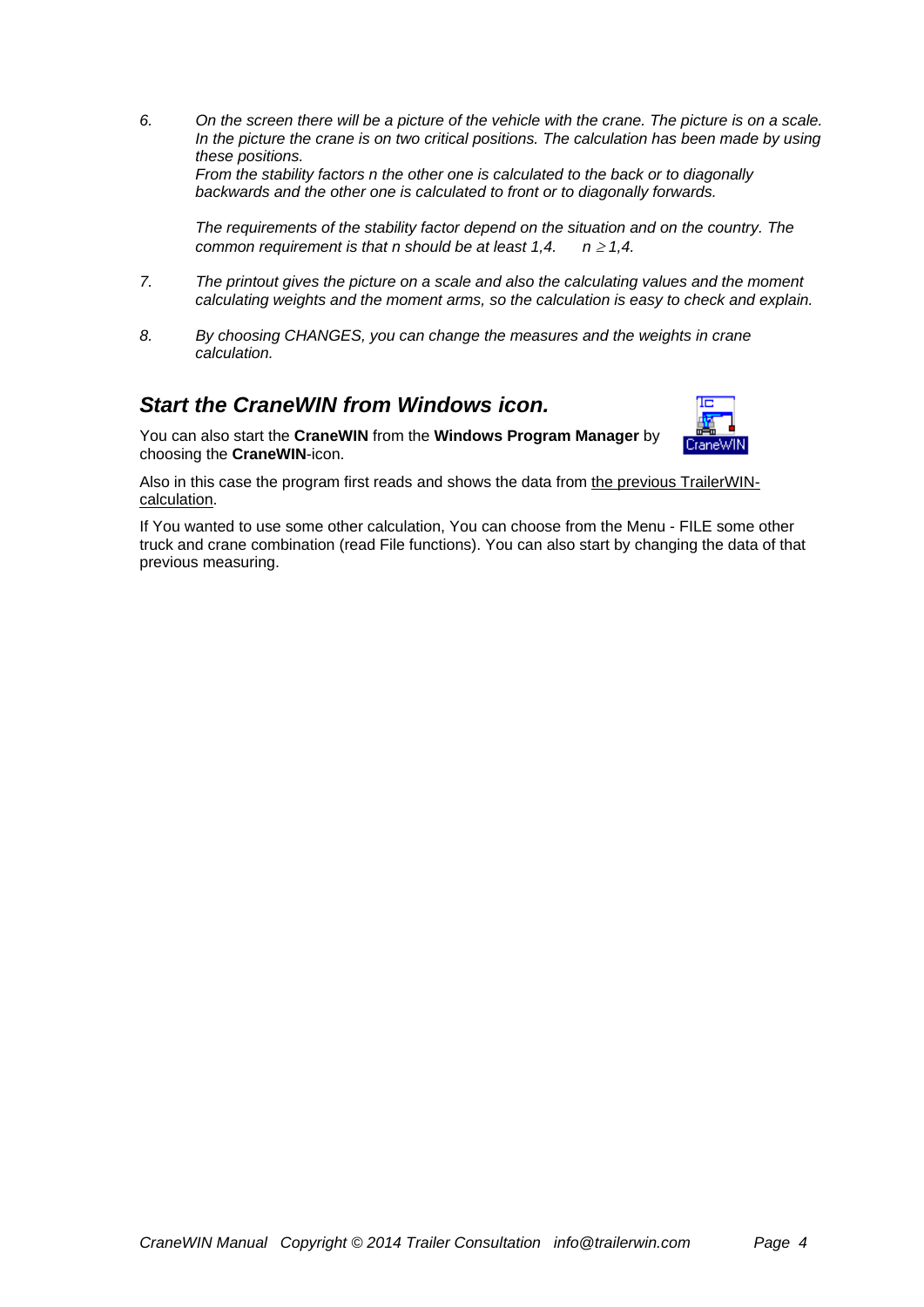6. *On the screen there will be a picture of the vehicle with the crane. The picture is on a scale. In the picture the crane is on two critical positions. The calculation has been made by using these positions.*
   *From the stability factors n the other one is calculated to the back or to diagonally backwards and the other one is calculated to front or to diagonally forwards.*

   *The requirements of the stability factor depend on the situation and on the country. The common requirement is that n should be at least 1,4.* $n \geq 1,4$.

7. *The printout gives the picture on a scale and also the calculating values and the moment calculating weights and the moment arms, so the calculation is easy to check and explain.*

8. *By choosing CHANGES, you can change the measures and the weights in crane calculation.*

## *Start the CraneWIN from Windows icon.*

You can also start the **CraneWIN** from the **Windows Program Manager** by choosing the **CraneWIN**-icon.

Also in this case the program first reads and shows the data from the previous TrailerWIN-calculation.

If You wanted to use some other calculation, You can choose from the Menu - FILE some other truck and crane combination (read File functions). You can also start by changing the data of that previous measuring.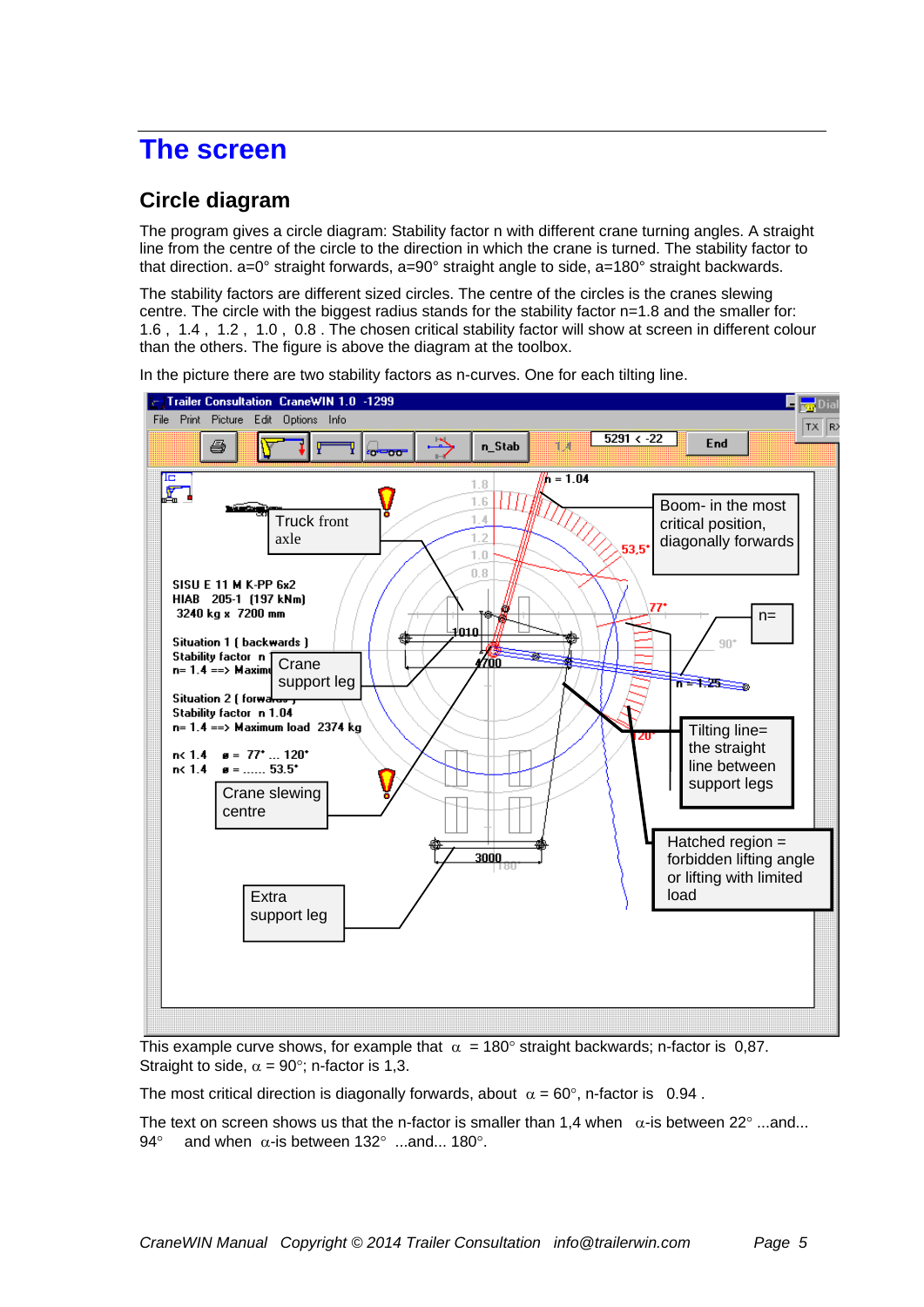# The screen

## Circle diagram

The program gives a circle diagram: Stability factor n with different crane turning angles. A straight line from the centre of the circle to the direction in which the crane is turned. The stability factor to that direction. a=0° straight forwards, a=90° straight angle to side, a=180° straight backwards.

The stability factors are different sized circles. The centre of the circles is the cranes slewing centre. The circle with the biggest radius stands for the stability factor n=1.8 and the smaller for: 1.6 , 1.4 , 1.2 , 1.0 , 0.8 . The chosen critical stability factor will show at screen in different colour than the others. The figure is above the diagram at the toolbox.

In the picture there are two stability factors as n-curves. One for each tilting line.

This example curve shows, for example that $\alpha$ = 180° straight backwards; n-factor is 0,87. Straight to side, $\alpha$ = 90°; n-factor is 1,3.

The most critical direction is diagonally forwards, about $\alpha$ = 60°, n-factor is 0.94 .

The text on screen shows us that the n-factor is smaller than 1,4 when $\alpha$-is between 22° ...and... 94° and when $\alpha$-is between 132° ...and... 180°.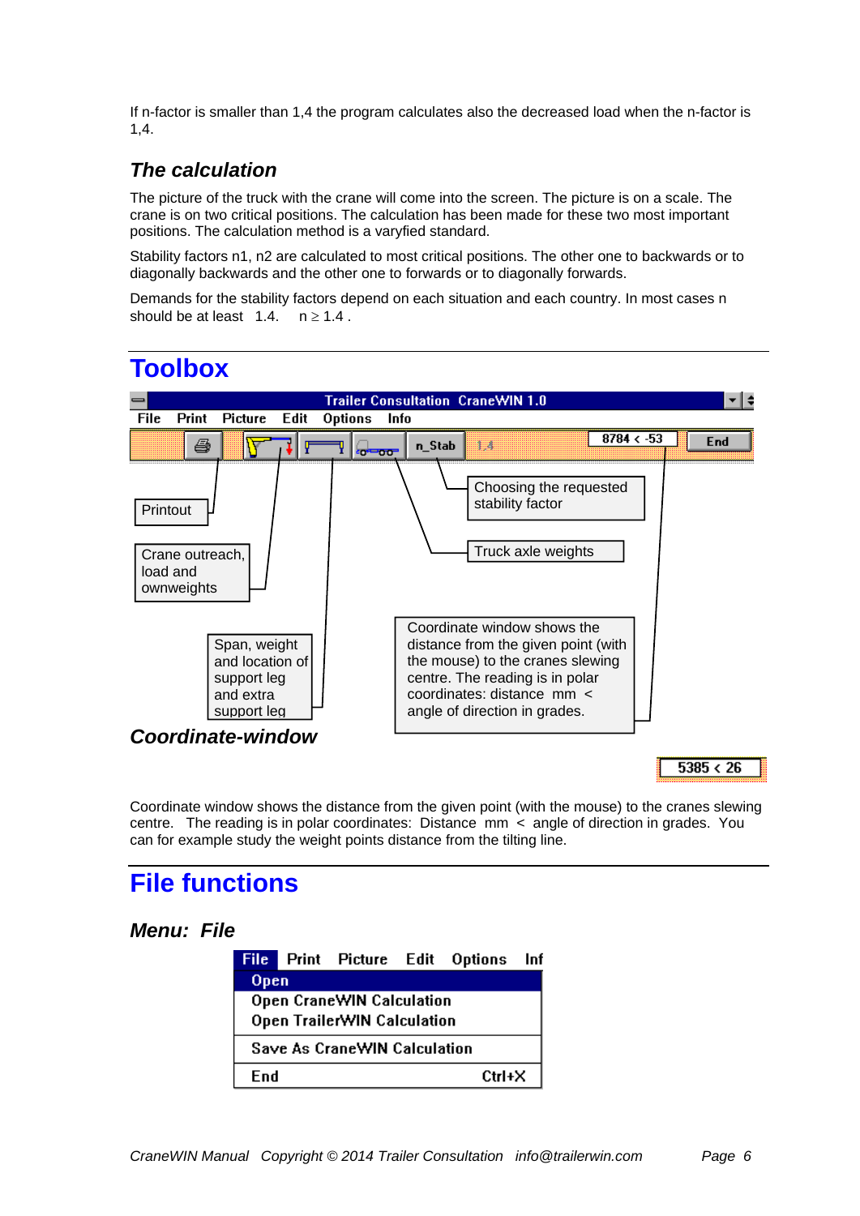If n-factor is smaller than 1,4 the program calculates also the decreased load when the n-factor is 1,4.

### The calculation

The picture of the truck with the crane will come into the screen. The picture is on a scale. The crane is on two critical positions. The calculation has been made for these two most important positions. The calculation method is a varyfied standard.

Stability factors n1, n2 are calculated to most critical positions. The other one to backwards or to diagonally backwards and the other one to forwards or to diagonally forwards.

Demands for the stability factors depend on each situation and each country. In most cases n should be at least 1.4. $n \geq 1.4$ .

## Toolbox

Trailer Consultation CraneWIN 1.0

File Print Picture Edit Options Info

n_Stab 1.4 8784 < -53 End

Printout

Crane outreach, load and ownweights

Span, weight and location of support leg and extra support leg

Choosing the requested stability factor

Truck axle weights

Coordinate window shows the distance from the given point (with the mouse) to the cranes slewing centre. The reading is in polar coordinates: distance mm < angle of direction in grades.

### Coordinate-window

5385 < 26

Coordinate window shows the distance from the given point (with the mouse) to the cranes slewing centre. The reading is in polar coordinates: Distance mm < angle of direction in grades. You can for example study the weight points distance from the tilting line.

## File functions

### Menu: File

File Print Picture Edit Options Inf

- Open
- Open CraneWIN Calculation
- Open TrailerWIN Calculation
- Save As CraneWIN Calculation
- End Ctrl+X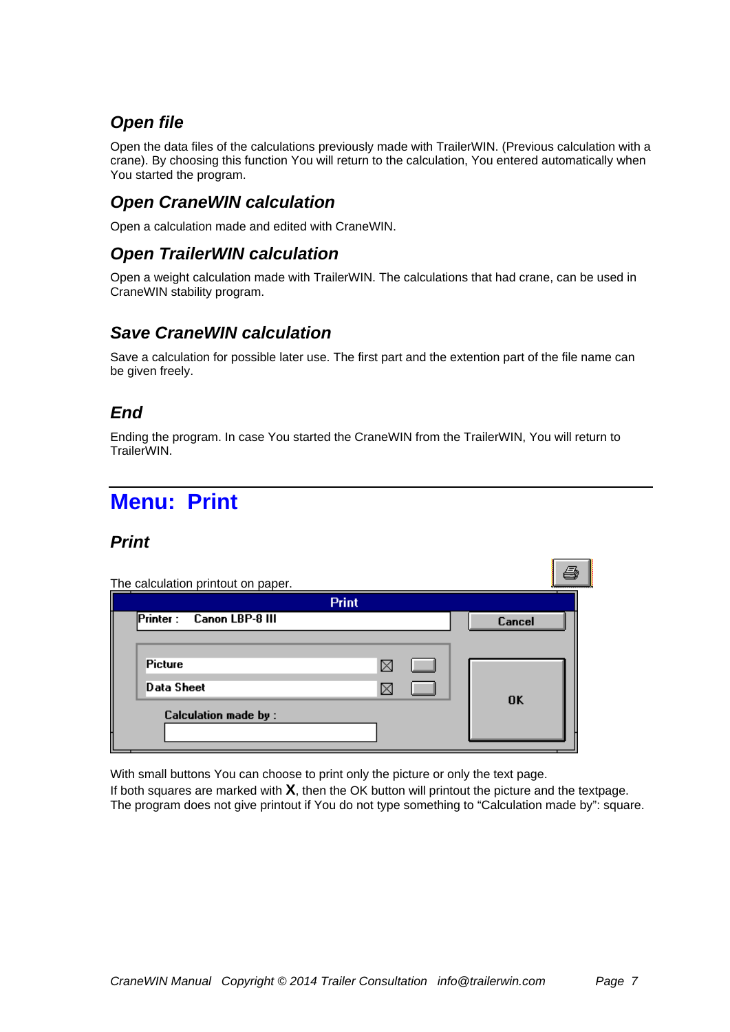### Open file

Open the data files of the calculations previously made with TrailerWIN. (Previous calculation with a crane). By choosing this function You will return to the calculation, You entered automatically when You started the program.

### Open CraneWIN calculation

Open a calculation made and edited with CraneWIN.

### Open TrailerWIN calculation

Open a weight calculation made with TrailerWIN. The calculations that had crane, can be used in CraneWIN stability program.

### Save CraneWIN calculation

Save a calculation for possible later use. The first part and the extention part of the file name can be given freely.

### End

Ending the program. In case You started the CraneWIN from the TrailerWIN, You will return to TrailerWIN.

## Menu: Print

### Print

The calculation printout on paper.

Print

Printer : Canon LBP-8 III

Cancel

Picture ☒

Data Sheet ☒

Calculation made by :

OK

With small buttons You can choose to print only the picture or only the text page.
If both squares are marked with **X**, then the OK button will printout the picture and the textpage.
The program does not give printout if You do not type something to “Calculation made by”: square.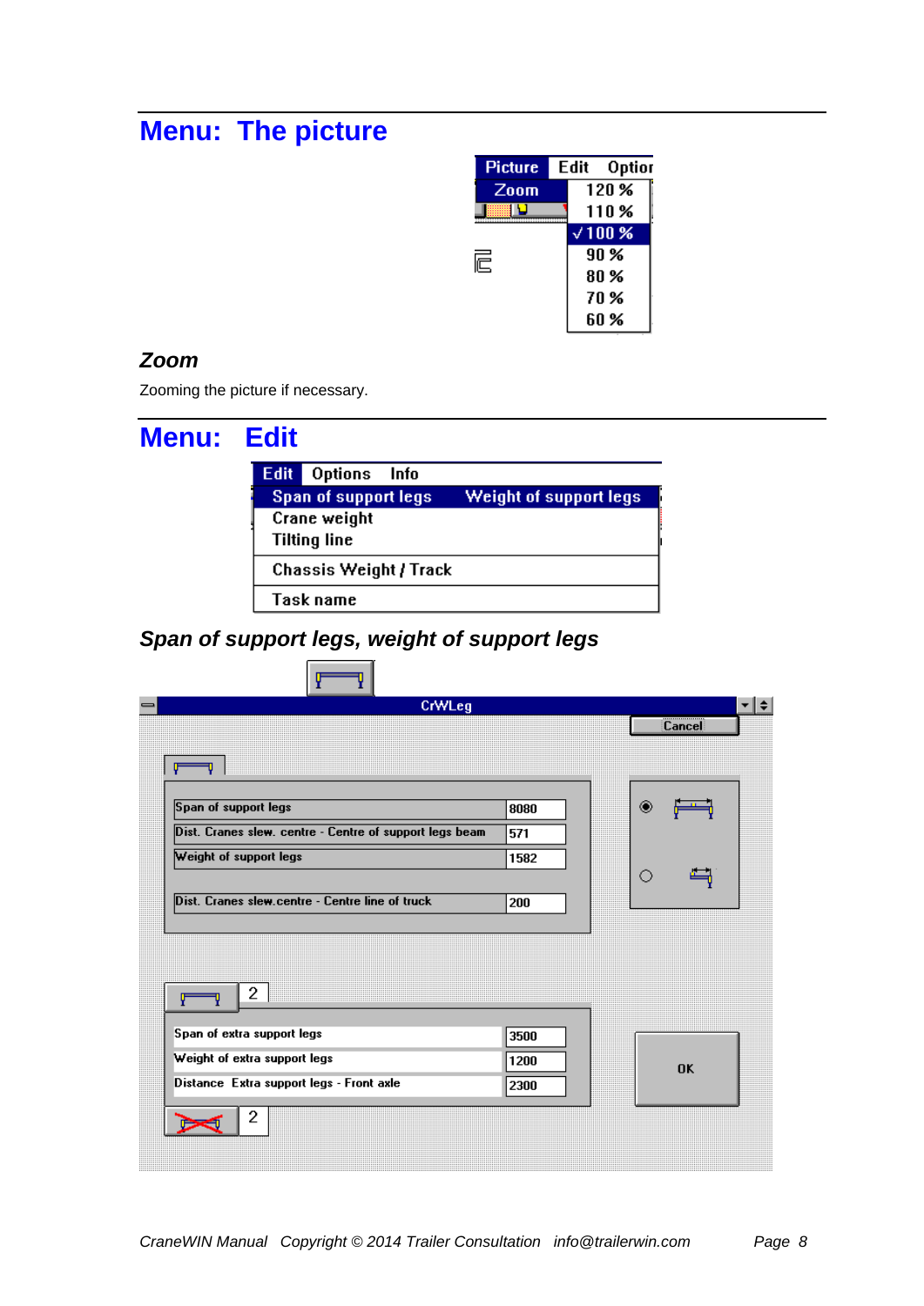# Menu: The picture

| Picture | Edit | Option |
|---|---|---|
| Zoom | 120 % | |
| | 110 % | |
| | √100 % | |
| | 90 % | |
| | 80 % | |
| | 70 % | |
| | 60 % | |

## *Zoom*

Zooming the picture if necessary.

# Menu: Edit

| Edit | Options | Info |
|---|---|---|
| Span of support legs | Weight of support legs | |
| Crane weight | | |
| Tilting line | | |
| Chassis Weight / Track | | |
| Task name | | |

## *Span of support legs, weight of support legs*

CrWLeg

Cancel

| | |
|---|---|
| Span of support legs | 8080 |
| Dist. Cranes slew. centre - Centre of support legs beam | 571 |
| Weight of support legs | 1582 |
| Dist. Cranes slew.centre - Centre line of truck | 200 |

2

| | |
|---|---|
| Span of extra support legs | 3500 |
| Weight of extra support legs | 1200 |
| Distance Extra support legs - Front axle | 2300 |

2

OK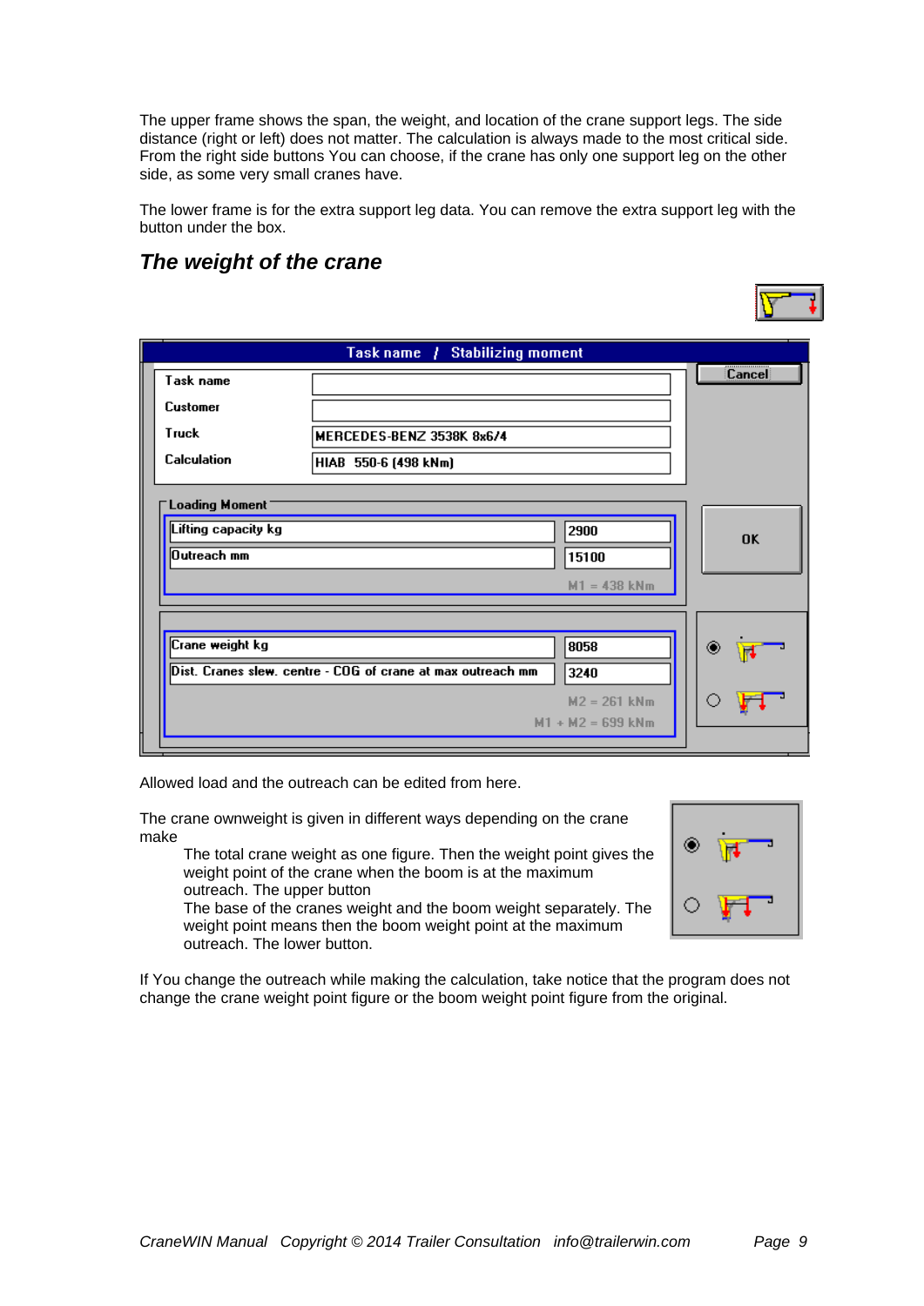The upper frame shows the span, the weight, and location of the crane support legs. The side distance (right or left) does not matter. The calculation is always made to the most critical side. From the right side buttons You can choose, if the crane has only one support leg on the other side, as some very small cranes have.

The lower frame is for the extra support leg data. You can remove the extra support leg with the button under the box.

## *The weight of the crane*

**Task name / Stabilizing moment**

| | |
|---|---|
| Task name | |
| Customer | |
| Truck | MERCEDES-BENZ 3538K 8x6/4 |
| Calculation | HIAB 550-6 (498 kNm) |

Cancel

**Loading Moment**

| | |
|---|---|
| Lifting capacity kg | 2900 |
| Outreach mm | 15100 |

M1 = 438 kNm

OK

| | |
|---|---|
| Crane weight kg | 8058 |
| Dist. Cranes slew. centre - COG of crane at max outreach mm | 3240 |

M2 = 261 kNm

M1 + M2 = 699 kNm

Allowed load and the outreach can be edited from here.

The crane ownweight is given in different ways depending on the crane make

> The total crane weight as one figure. Then the weight point gives the weight point of the crane when the boom is at the maximum outreach. The upper button
>
> The base of the cranes weight and the boom weight separately. The weight point means then the boom weight point at the maximum outreach. The lower button.

If You change the outreach while making the calculation, take notice that the program does not change the crane weight point figure or the boom weight point figure from the original.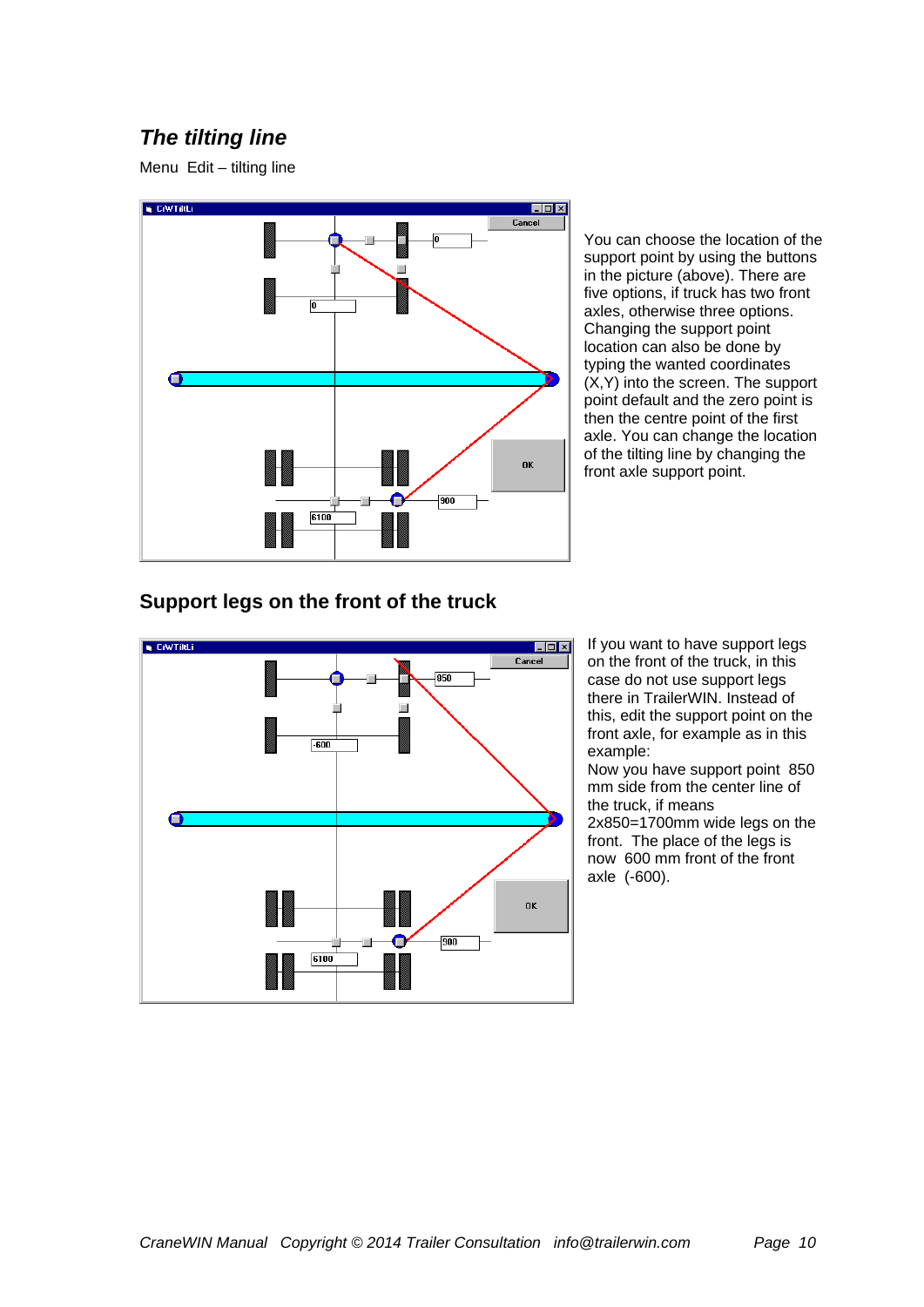## *The tilting line*

Menu Edit – tilting line

You can choose the location of the support point by using the buttons in the picture (above). There are five options, if truck has two front axles, otherwise three options. Changing the support point location can also be done by typing the wanted coordinates (X,Y) into the screen. The support point default and the zero point is then the centre point of the first axle. You can change the location of the tilting line by changing the front axle support point.

## Support legs on the front of the truck

If you want to have support legs on the front of the truck, in this case do not use support legs there in TrailerWIN. Instead of this, edit the support point on the front axle, for example as in this example:

Now you have support point 850 mm side from the center line of the truck, if means 2x850=1700mm wide legs on the front. The place of the legs is now 600 mm front of the front axle (-600).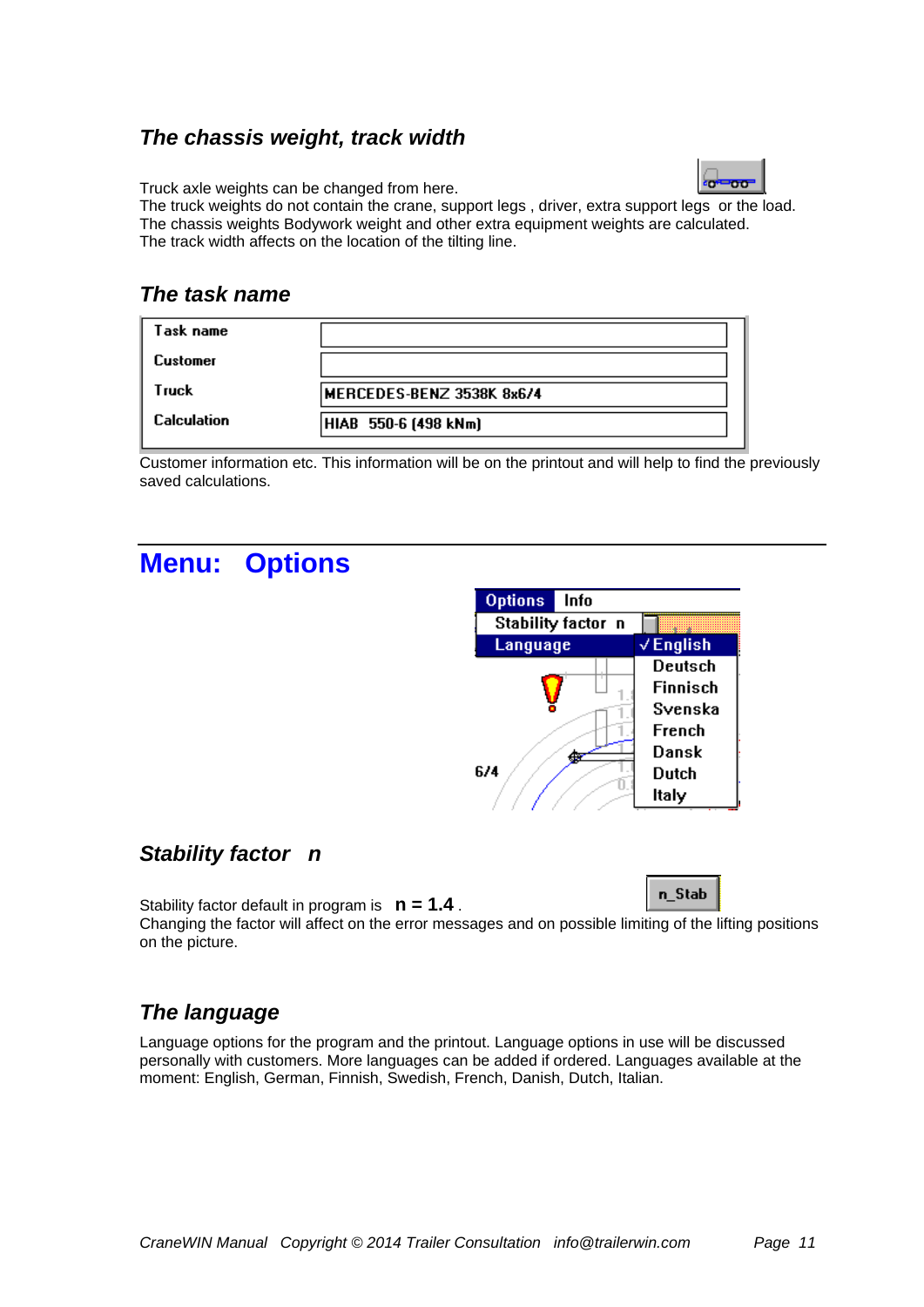### The chassis weight, track width

Truck axle weights can be changed from here.
The truck weights do not contain the crane, support legs , driver, extra support legs or the load.
The chassis weights Bodywork weight and other extra equipment weights are calculated.
The track width affects on the location of the tilting line.

### The task name

| Task name | |
|---|---|
| Customer | |
| Truck | MERCEDES-BENZ 3538K 8x6/4 |
| Calculation | HIAB 550-6 (498 kNm) |

Customer information etc. This information will be on the printout and will help to find the previously saved calculations.

## Menu: Options

### Stability factor n

Stability factor default in program is **n = 1.4** .
Changing the factor will affect on the error messages and on possible limiting of the lifting positions on the picture.

### The language

Language options for the program and the printout. Language options in use will be discussed personally with customers. More languages can be added if ordered. Languages available at the moment: English, German, Finnish, Swedish, French, Danish, Dutch, Italian.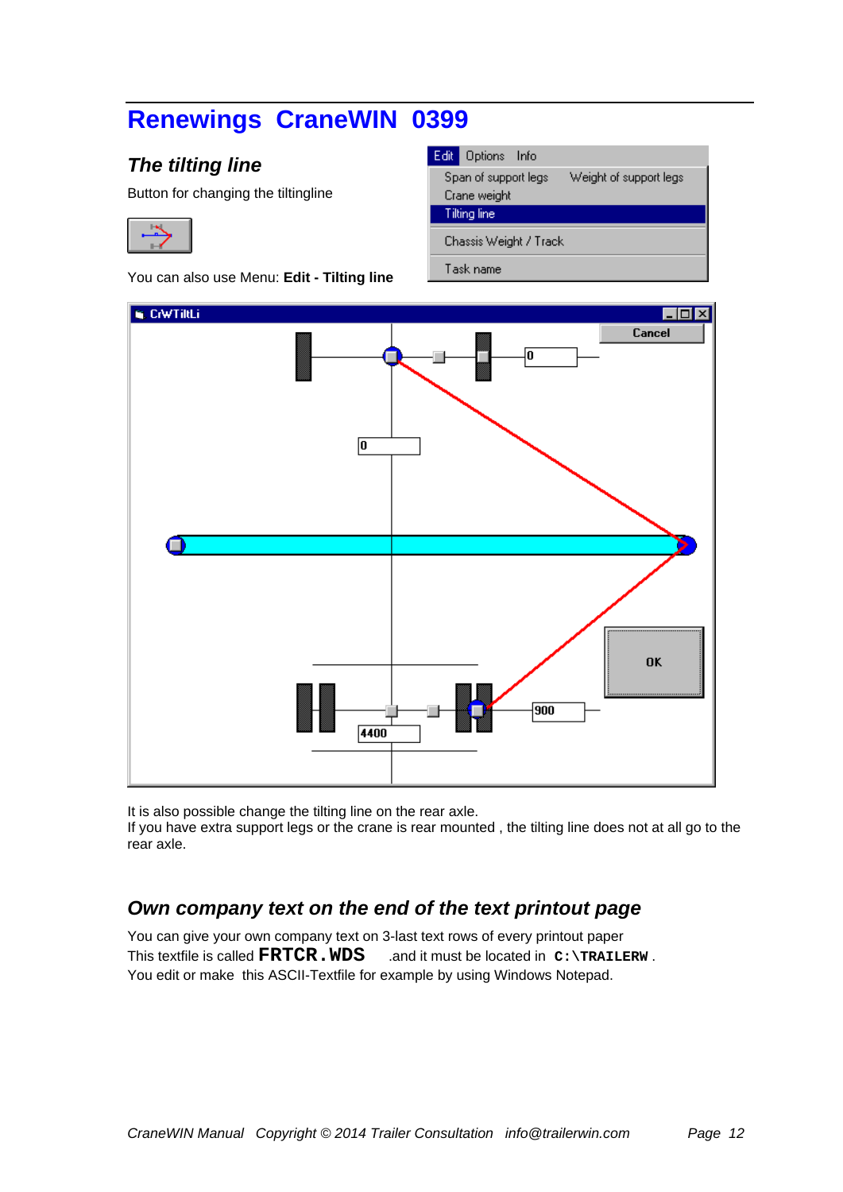# Renewings CraneWIN 0399

## *The tilting line*

Button for changing the tiltingline

You can also use Menu: **Edit - Tilting line**

It is also possible change the tilting line on the rear axle.
If you have extra support legs or the crane is rear mounted , the tilting line does not at all go to the rear axle.

## *Own company text on the end of the text printout page*

You can give your own company text on 3-last text rows of every printout paper
This textfile is called **FRTCR.WDS** .and it must be located in **C:\TRAILERW** .
You edit or make this ASCII-Textfile for example by using Windows Notepad.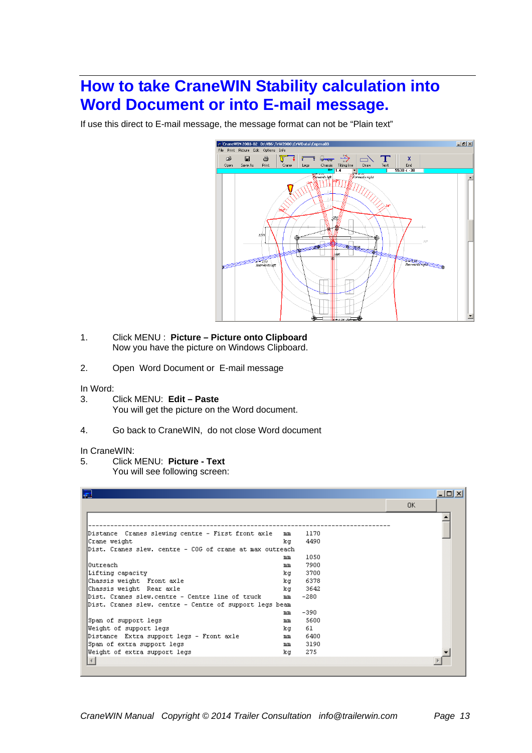# How to take CraneWIN Stability calculation into Word Document or into E-mail message.

If use this direct to E-mail message, the message format can not be "Plain text"

1. Click MENU : **Picture – Picture onto Clipboard**
   Now you have the picture on Windows Clipboard.

2. Open Word Document or E-mail message

In Word:

3. Click MENU: **Edit – Paste**
   You will get the picture on the Word document.

4. Go back to CraneWIN, do not close Word document

In CraneWIN:

5. Click MENU: **Picture - Text**
   You will see following screen:

```
-------------------------------------------------------------------------------
Distance  Cranes slewing centre - First front axle   mm    1170
Crane weight                                         kg    4490
Dist. Cranes slew. centre - COG of crane at max outreach
                                                     mm    1050
Outreach                                             mm    7900
Lifting capacity                                     kg    3700
Chassis weight  Front axle                           kg    6378
Chassis weight  Rear axle                            kg    3642
Dist. Cranes slew.centre - Centre line of truck      mm    -280
Dist. Cranes slew. centre - Centre of support legs beam
                                                     mm    -390
Span of support legs                                 mm    5600
Weight of support legs                               kg    61
Distance  Extra support legs - Front axle            mm    6400
Span of extra support legs                           mm    3190
Weight of extra support legs                         kg    275
```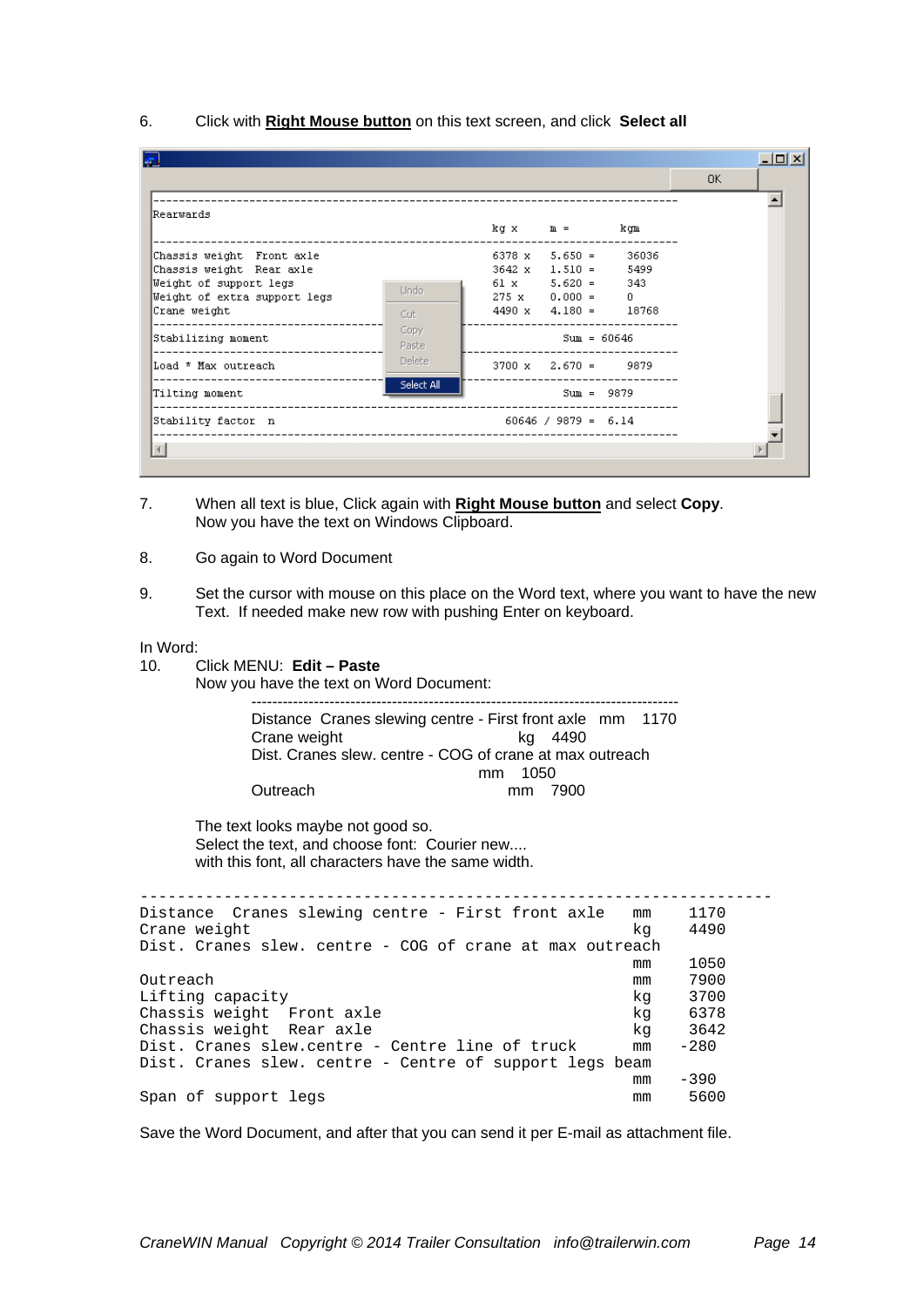6. Click with **Right Mouse button** on this text screen, and click **Select all**

```
-----------------------------------------------------------------------------
Rearwards
                                                   kg x     m =      kgm
-----------------------------------------------------------------------------
Chassis weight  Front axle                         6378 x   5.650 =    36036
Chassis weight  Rear axle                          3642 x   1.510 =    5499
Weight of support legs                             61 x     5.620 =    343
Weight of extra support legs                       275 x    0.000 =    0
Crane weight                                       4490 x   4.180 =    18768
-----------------------------------------------------------------------------
Stabilizing moment                                            Sum = 60646
-----------------------------------------------------------------------------
Load * Max outreach                                3700 x   2.670 =    9879
-----------------------------------------------------------------------------
Tilting moment                                                Sum =  9879
-----------------------------------------------------------------------------
Stability factor  n                                  60646 / 9879 =  6.14
-----------------------------------------------------------------------------
```

7. When all text is blue, Click again with **Right Mouse button** and select **Copy**.
   Now you have the text on Windows Clipboard.

8. Go again to Word Document

9. Set the cursor with mouse on this place on the Word text, where you want to have the new Text. If needed make new row with pushing Enter on keyboard.

In Word:

10. Click MENU: **Edit – Paste**
    Now you have the text on Word Document:

```
---------------------------------------------------------------------------------
Distance  Cranes slewing centre - First front axle   mm    1170
Crane weight                       kg    4490
Dist. Cranes slew. centre - COG of crane at max outreach
                                   mm    1050
Outreach                                 mm    7900
```

The text looks maybe not good so.
Select the text, and choose font: Courier new....
with this font, all characters have the same width.

```
--------------------------------------------------------------------
Distance  Cranes slewing centre - First front axle    mm     1170
Crane weight                                          kg     4490
Dist. Cranes slew. centre - COG of crane at max outreach
                                                      mm     1050
Outreach                                              mm     7900
Lifting capacity                                      kg     3700
Chassis weight  Front axle                            kg     6378
Chassis weight  Rear axle                             kg     3642
Dist. Cranes slew.centre - Centre line of truck       mm    -280
Dist. Cranes slew. centre - Centre of support legs beam
                                                      mm    -390
Span of support legs                                  mm     5600
```

Save the Word Document, and after that you can send it per E-mail as attachment file.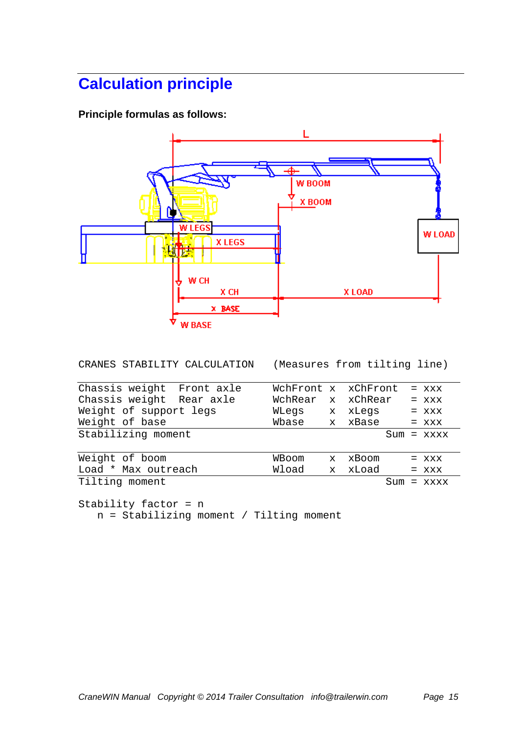## Calculation principle

**Principle formulas as follows:**

CRANES STABILITY CALCULATION (Measures from tilting line)

| | | | | | |
|---|---|---|---|---|---|
| Chassis weight Front axle | WchFront | x | xChFront | = | xxx |
| Chassis weight Rear axle | WchRear | x | xChRear | = | xxx |
| Weight of support legs | WLegs | x | xLegs | = | xxx |
| Weight of base | Wbase | x | xBase | = | xxx |
| Stabilizing moment | | | Sum | = | xxxx |

| | | | | | |
|---|---|---|---|---|---|
| Weight of boom | WBoom | x | xBoom | = | xxx |
| Load * Max outreach | Wload | x | xLoad | = | xxx |
| Tilting moment | | | Sum | = | xxxx |

Stability factor = n

n = Stabilizing moment / Tilting moment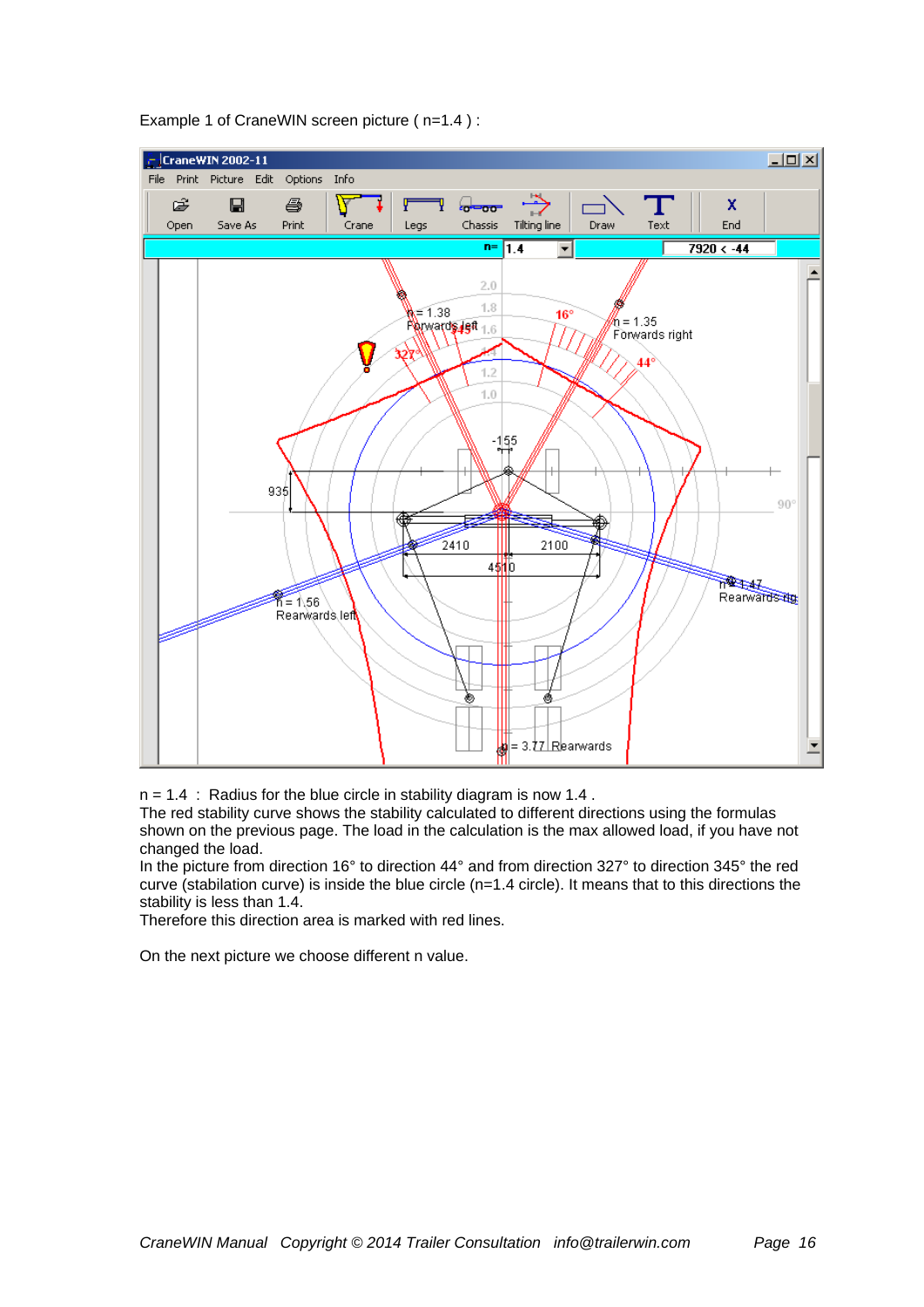Example 1 of CraneWIN screen picture ( n=1.4 ) :

n = 1.4  :  Radius for the blue circle in stability diagram is now 1.4 .
The red stability curve shows the stability calculated to different directions using the formulas shown on the previous page. The load in the calculation is the max allowed load, if you have not changed the load.
In the picture from direction 16° to direction 44° and from direction 327° to direction 345° the red curve (stabilation curve) is inside the blue circle (n=1.4 circle). It means that to this directions the stability is less than 1.4.
Therefore this direction area is marked with red lines.

On the next picture we choose different n value.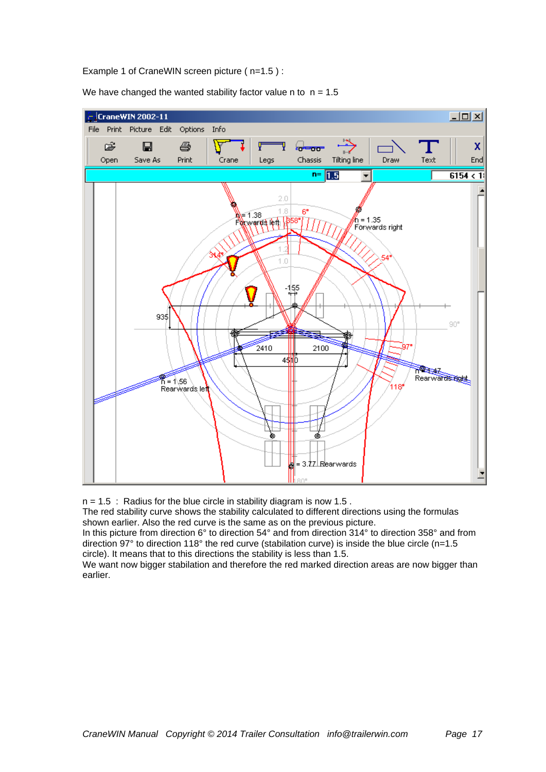Example 1 of CraneWIN screen picture ( n=1.5 ) :

We have changed the wanted stability factor value n to  n = 1.5

n = 1.5  :  Radius for the blue circle in stability diagram is now 1.5 .
The red stability curve shows the stability calculated to different directions using the formulas shown earlier. Also the red curve is the same as on the previous picture.
In this picture from direction 6° to direction 54° and from direction 314° to direction 358° and from direction 97° to direction 118° the red curve (stabilation curve) is inside the blue circle (n=1.5 circle). It means that to this directions the stability is less than 1.5.
We want now bigger stabilation and therefore the red marked direction areas are now bigger than earlier.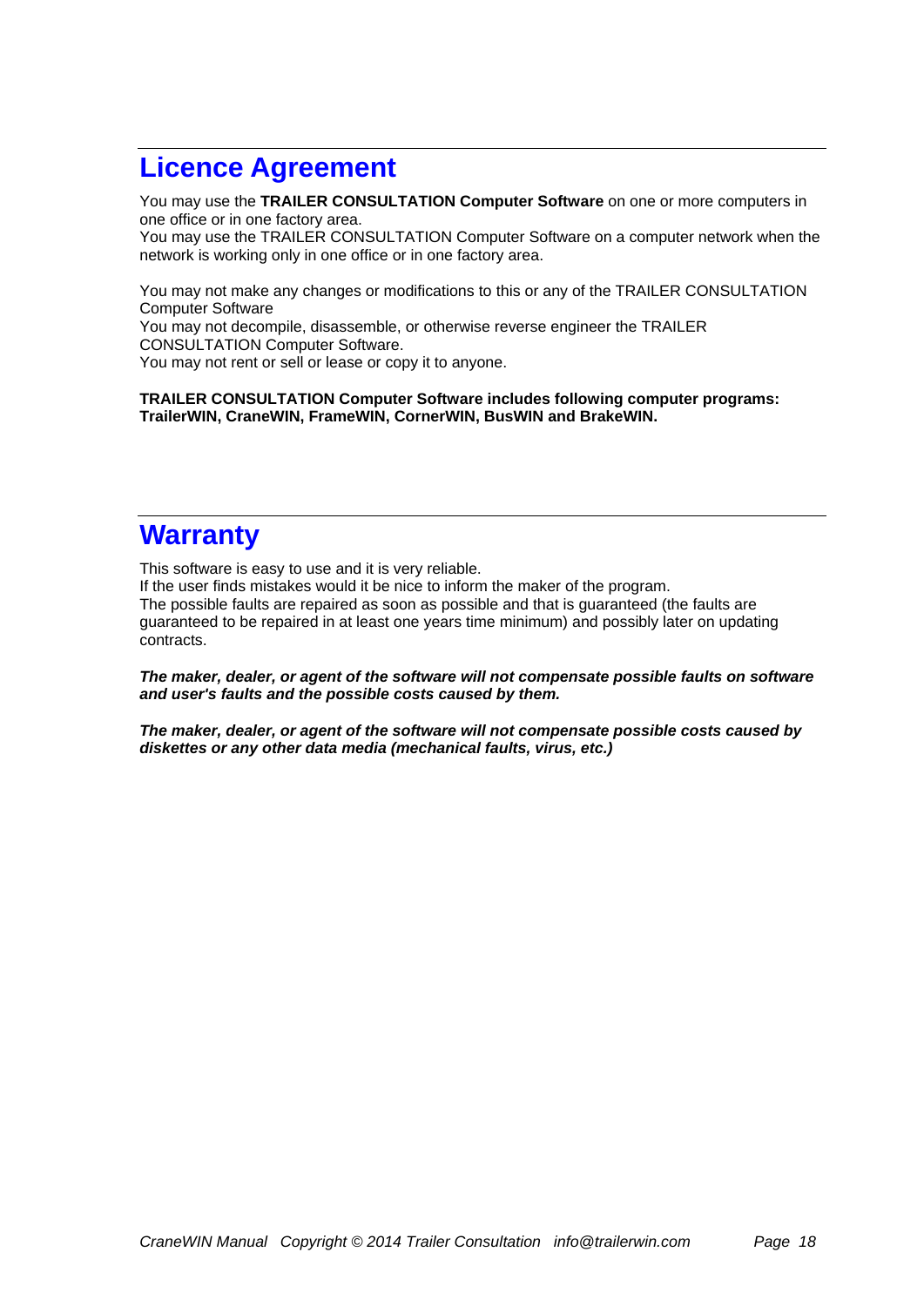## Licence Agreement

You may use the **TRAILER CONSULTATION Computer Software** on one or more computers in one office or in one factory area.
You may use the TRAILER CONSULTATION Computer Software on a computer network when the network is working only in one office or in one factory area.

You may not make any changes or modifications to this or any of the TRAILER CONSULTATION Computer Software
You may not decompile, disassemble, or otherwise reverse engineer the TRAILER CONSULTATION Computer Software.
You may not rent or sell or lease or copy it to anyone.

**TRAILER CONSULTATION Computer Software includes following computer programs: TrailerWIN, CraneWIN, FrameWIN, CornerWIN, BusWIN and BrakeWIN.**

## Warranty

This software is easy to use and it is very reliable.
If the user finds mistakes would it be nice to inform the maker of the program.
The possible faults are repaired as soon as possible and that is guaranteed (the faults are guaranteed to be repaired in at least one years time minimum) and possibly later on updating contracts.

***The maker, dealer, or agent of the software will not compensate possible faults on software and user's faults and the possible costs caused by them.***

***The maker, dealer, or agent of the software will not compensate possible costs caused by diskettes or any other data media (mechanical faults, virus, etc.)***